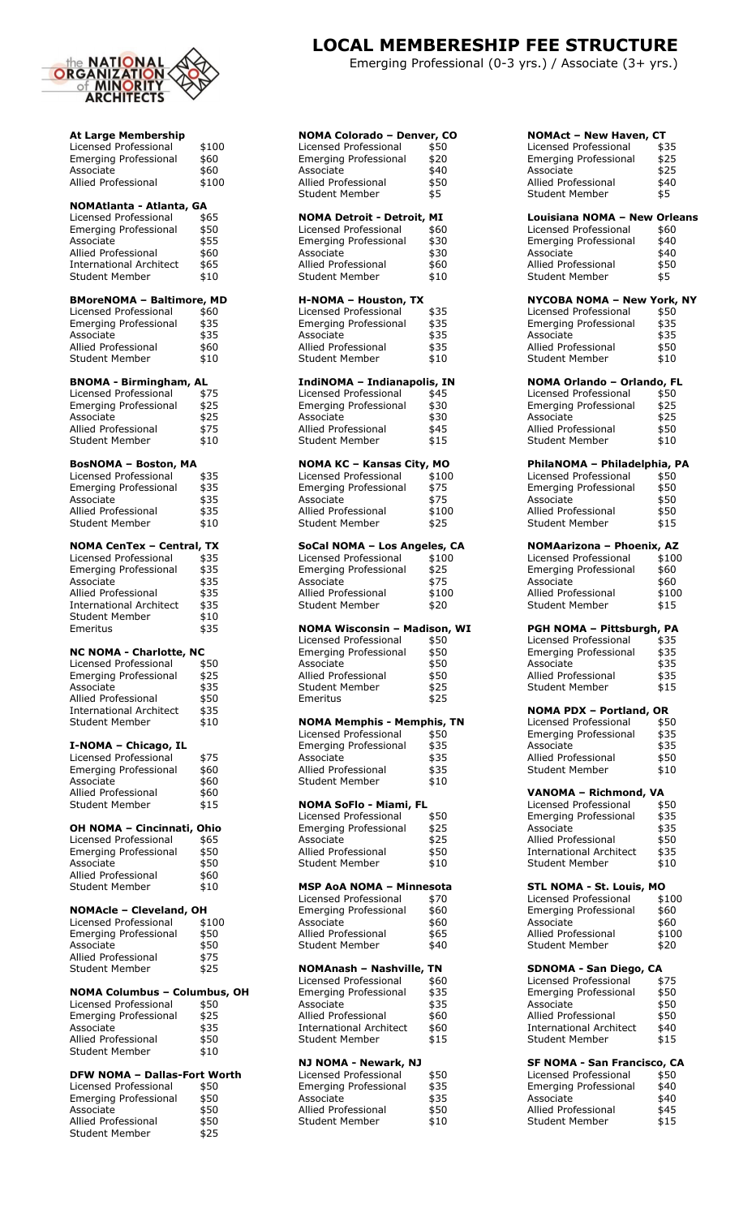# LOCAL MEMBERESHIP FEE STRUCTURE

Emerging Professional (0-3 yrs.) / Associate (3+ yrs.)

### At Large Membership

| | |
|---|---|
| Licensed Professional | $100 |
| Emerging Professional | $60 |
| Associate | $60 |
| Allied Professional | $100 |

### NOMAtlanta - Atlanta, GA

| | |
|---|---|
| Licensed Professional | $65 |
| Emerging Professional | $50 |
| Associate | $55 |
| Allied Professional | $60 |
| International Architect | $65 |
| Student Member | $10 |

### BMoreNOMA – Baltimore, MD

| | |
|---|---|
| Licensed Professional | $60 |
| Emerging Professional | $35 |
| Associate | $35 |
| Allied Professional | $60 |
| Student Member | $10 |

### BNOMA - Birmingham, AL

| | |
|---|---|
| Licensed Professional | $75 |
| Emerging Professional | $25 |
| Associate | $25 |
| Allied Professional | $75 |
| Student Member | $10 |

### BosNOMA – Boston, MA

| | |
|---|---|
| Licensed Professional | $35 |
| Emerging Professional | $35 |
| Associate | $35 |
| Allied Professional | $35 |
| Student Member | $10 |

### NOMA CenTex – Central, TX

| | |
|---|---|
| Licensed Professional | $35 |
| Emerging Professional | $35 |
| Associate | $35 |
| Allied Professional | $35 |
| International Architect | $35 |
| Student Member | $10 |
| Emeritus | $35 |

### NC NOMA - Charlotte, NC

| | |
|---|---|
| Licensed Professional | $50 |
| Emerging Professional | $25 |
| Associate | $35 |
| Allied Professional | $50 |
| International Architect | $35 |
| Student Member | $10 |

### I-NOMA – Chicago, IL

| | |
|---|---|
| Licensed Professional | $75 |
| Emerging Professional | $60 |
| Associate | $60 |
| Allied Professional | $60 |
| Student Member | $15 |

### OH NOMA – Cincinnati, Ohio

| | |
|---|---|
| Licensed Professional | $65 |
| Emerging Professional | $50 |
| Associate | $50 |
| Allied Professional | $60 |
| Student Member | $10 |

### NOMAcle – Cleveland, OH

| | |
|---|---|
| Licensed Professional | $100 |
| Emerging Professional | $50 |
| Associate | $50 |
| Allied Professional | $75 |
| Student Member | $25 |

### NOMA Columbus – Columbus, OH

| | |
|---|---|
| Licensed Professional | $50 |
| Emerging Professional | $25 |
| Associate | $35 |
| Allied Professional | $50 |
| Student Member | $10 |

### DFW NOMA – Dallas-Fort Worth

| | |
|---|---|
| Licensed Professional | $50 |
| Emerging Professional | $50 |
| Associate | $50 |
| Allied Professional | $50 |
| Student Member | $25 |

### NOMA Colorado – Denver, CO

| | |
|---|---|
| Licensed Professional | $50 |
| Emerging Professional | $20 |
| Associate | $40 |
| Allied Professional | $50 |
| Student Member | $5 |

### NOMA Detroit - Detroit, MI

| | |
|---|---|
| Licensed Professional | $60 |
| Emerging Professional | $30 |
| Associate | $30 |
| Allied Professional | $60 |
| Student Member | $10 |

### H-NOMA – Houston, TX

| | |
|---|---|
| Licensed Professional | $35 |
| Emerging Professional | $35 |
| Associate | $35 |
| Allied Professional | $35 |
| Student Member | $10 |

### IndiNOMA – Indianapolis, IN

| | |
|---|---|
| Licensed Professional | $45 |
| Emerging Professional | $30 |
| Associate | $30 |
| Allied Professional | $45 |
| Student Member | $15 |

### NOMA KC – Kansas City, MO

| | |
|---|---|
| Licensed Professional | $100 |
| Emerging Professional | $75 |
| Associate | $75 |
| Allied Professional | $100 |
| Student Member | $25 |

### SoCal NOMA – Los Angeles, CA

| | |
|---|---|
| Licensed Professional | $100 |
| Emerging Professional | $25 |
| Associate | $75 |
| Allied Professional | $100 |
| Student Member | $20 |

### NOMA Wisconsin – Madison, WI

| | |
|---|---|
| Licensed Professional | $50 |
| Emerging Professional | $50 |
| Associate | $50 |
| Allied Professional | $50 |
| Student Member | $25 |
| Emeritus | $25 |

### NOMA Memphis - Memphis, TN

| | |
|---|---|
| Licensed Professional | $50 |
| Emerging Professional | $35 |
| Associate | $35 |
| Allied Professional | $35 |
| Student Member | $10 |

### NOMA SoFlo - Miami, FL

| | |
|---|---|
| Licensed Professional | $50 |
| Emerging Professional | $25 |
| Associate | $25 |
| Allied Professional | $50 |
| Student Member | $10 |

### MSP AoA NOMA – Minnesota

| | |
|---|---|
| Licensed Professional | $70 |
| Emerging Professional | $60 |
| Associate | $60 |
| Allied Professional | $65 |
| Student Member | $40 |

### NOMAnash – Nashville, TN

| | |
|---|---|
| Licensed Professional | $60 |
| Emerging Professional | $35 |
| Associate | $35 |
| Allied Professional | $60 |
| International Architect | $60 |
| Student Member | $15 |

### NJ NOMA - Newark, NJ

| | |
|---|---|
| Licensed Professional | $50 |
| Emerging Professional | $35 |
| Associate | $35 |
| Allied Professional | $50 |
| Student Member | $10 |

### NOMAct – New Haven, CT

| | |
|---|---|
| Licensed Professional | $35 |
| Emerging Professional | $25 |
| Associate | $25 |
| Allied Professional | $40 |
| Student Member | $5 |

### Louisiana NOMA – New Orleans

| | |
|---|---|
| Licensed Professional | $60 |
| Emerging Professional | $40 |
| Associate | $40 |
| Allied Professional | $50 |
| Student Member | $5 |

### NYCOBA NOMA – New York, NY

| | |
|---|---|
| Licensed Professional | $50 |
| Emerging Professional | $35 |
| Associate | $35 |
| Allied Professional | $50 |
| Student Member | $10 |

### NOMA Orlando – Orlando, FL

| | |
|---|---|
| Licensed Professional | $50 |
| Emerging Professional | $25 |
| Associate | $25 |
| Allied Professional | $50 |
| Student Member | $10 |

### PhilaNOMA – Philadelphia, PA

| | |
|---|---|
| Licensed Professional | $50 |
| Emerging Professional | $50 |
| Associate | $50 |
| Allied Professional | $50 |
| Student Member | $15 |

### NOMArizona – Phoenix, AZ

| | |
|---|---|
| Licensed Professional | $100 |
| Emerging Professional | $60 |
| Associate | $60 |
| Allied Professional | $100 |
| Student Member | $15 |

### PGH NOMA – Pittsburgh, PA

| | |
|---|---|
| Licensed Professional | $35 |
| Emerging Professional | $35 |
| Associate | $35 |
| Allied Professional | $35 |
| Student Member | $15 |

### NOMA PDX – Portland, OR

| | |
|---|---|
| Licensed Professional | $50 |
| Emerging Professional | $35 |
| Associate | $35 |
| Allied Professional | $50 |
| Student Member | $10 |

### VANOMA – Richmond, VA

| | |
|---|---|
| Licensed Professional | $50 |
| Emerging Professional | $35 |
| Associate | $35 |
| Allied Professional | $50 |
| International Architect | $35 |
| Student Member | $10 |

### STL NOMA - St. Louis, MO

| | |
|---|---|
| Licensed Professional | $100 |
| Emerging Professional | $60 |
| Associate | $60 |
| Allied Professional | $100 |
| Student Member | $20 |

### SDNOMA - San Diego, CA

| | |
|---|---|
| Licensed Professional | $75 |
| Emerging Professional | $50 |
| Associate | $50 |
| Allied Professional | $50 |
| International Architect | $40 |
| Student Member | $15 |

### SF NOMA - San Francisco, CA

| | |
|---|---|
| Licensed Professional | $50 |
| Emerging Professional | $40 |
| Associate | $40 |
| Allied Professional | $45 |
| Student Member | $15 |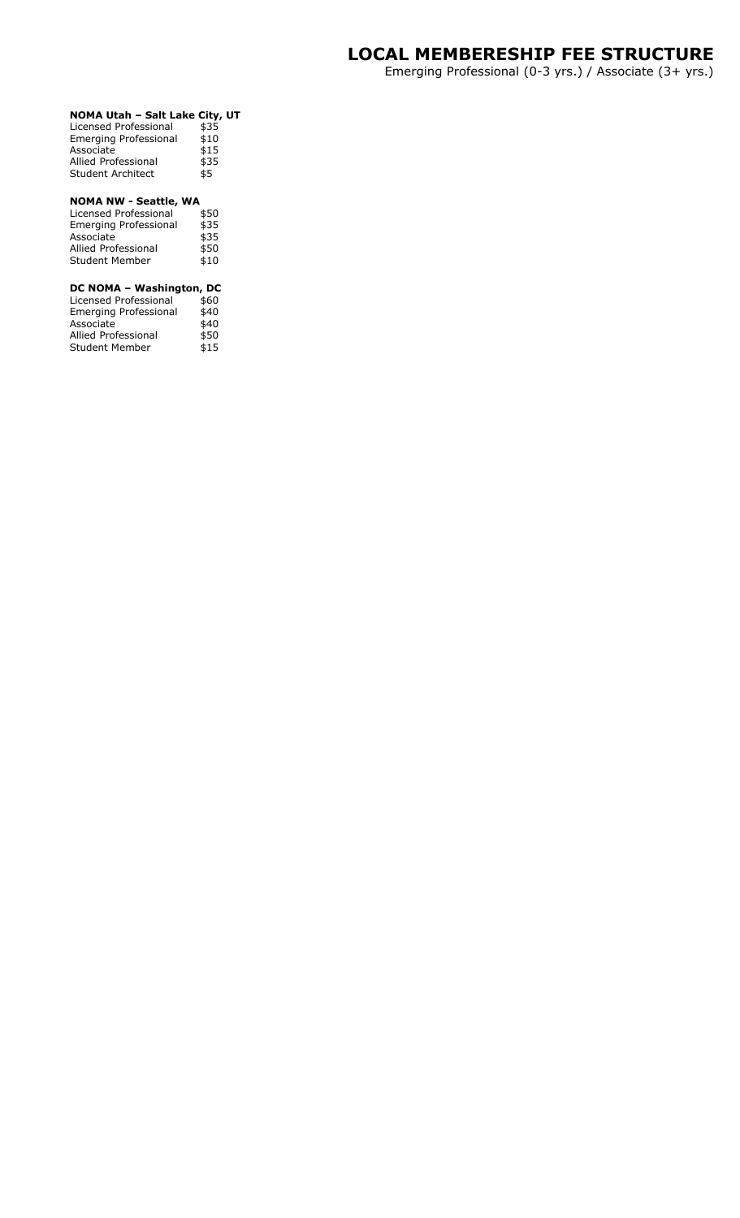# LOCAL MEMBERESHIP FEE STRUCTURE

Emerging Professional (0-3 yrs.) / Associate (3+ yrs.)

**NOMA Utah – Salt Lake City, UT**

| | |
|---|---|
| Licensed Professional | $35 |
| Emerging Professional | $10 |
| Associate | $15 |
| Allied Professional | $35 |
| Student Architect | $5 |

**NOMA NW - Seattle, WA**

| | |
|---|---|
| Licensed Professional | $50 |
| Emerging Professional | $35 |
| Associate | $35 |
| Allied Professional | $50 |
| Student Member | $10 |

**DC NOMA – Washington, DC**

| | |
|---|---|
| Licensed Professional | $60 |
| Emerging Professional | $40 |
| Associate | $40 |
| Allied Professional | $50 |
| Student Member | $15 |